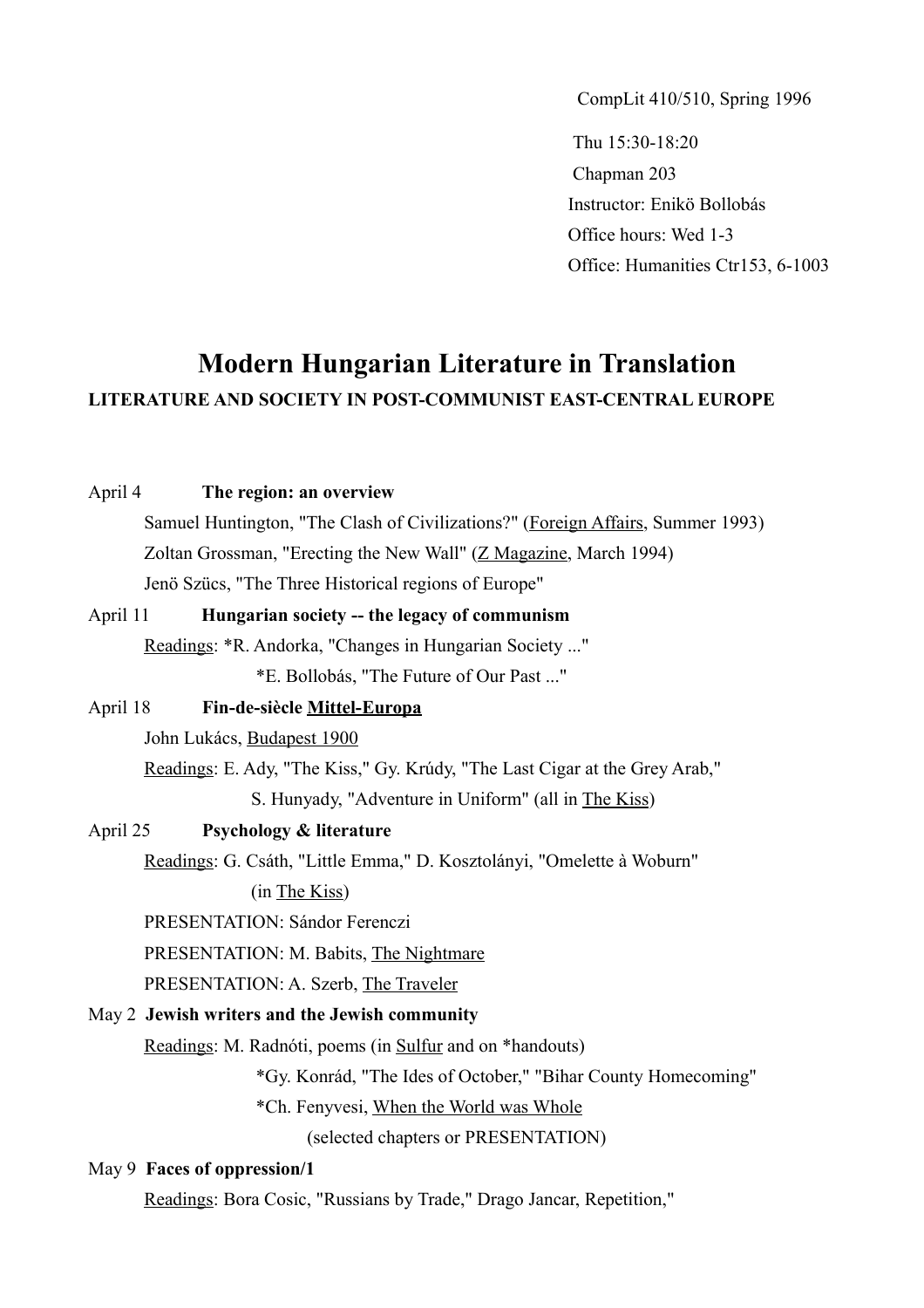CompLit 410/510, Spring 1996

Thu 15:30-18:20
Chapman 203
Instructor: Enikö Bollobás
Office hours: Wed 1-3
Office: Humanities Ctr153, 6-1003

# Modern Hungarian Literature in Translation

### LITERATURE AND SOCIETY IN POST-COMMUNIST EAST-CENTRAL EUROPE

April 4 **The region: an overview**

Samuel Huntington, "The Clash of Civilizations?" (Foreign Affairs, Summer 1993)
Zoltan Grossman, "Erecting the New Wall" (Z Magazine, March 1994)
Jenö Szücs, "The Three Historical regions of Europe"

April 11 **Hungarian society -- the legacy of communism**

Readings: *R. Andorka, "Changes in Hungarian Society ..."
*E. Bollobás, "The Future of Our Past ..."

April 18 **Fin-de-siècle Mittel-Europa**

John Lukács, Budapest 1900
Readings: E. Ady, "The Kiss," Gy. Krúdy, "The Last Cigar at the Grey Arab,"
S. Hunyady, "Adventure in Uniform" (all in The Kiss)

April 25 **Psychology & literature**

Readings: G. Csáth, "Little Emma," D. Kosztolányi, "Omelette à Woburn"
(in The Kiss)
PRESENTATION: Sándor Ferenczi
PRESENTATION: M. Babits, The Nightmare
PRESENTATION: A. Szerb, The Traveler

May 2 **Jewish writers and the Jewish community**

Readings: M. Radnóti, poems (in Sulfur and on *handouts)
*Gy. Konrád, "The Ides of October," "Bihar County Homecoming"
*Ch. Fenyvesi, When the World was Whole
(selected chapters or PRESENTATION)

May 9 **Faces of oppression/1**

Readings: Bora Cosic, "Russians by Trade," Drago Jancar, Repetition,"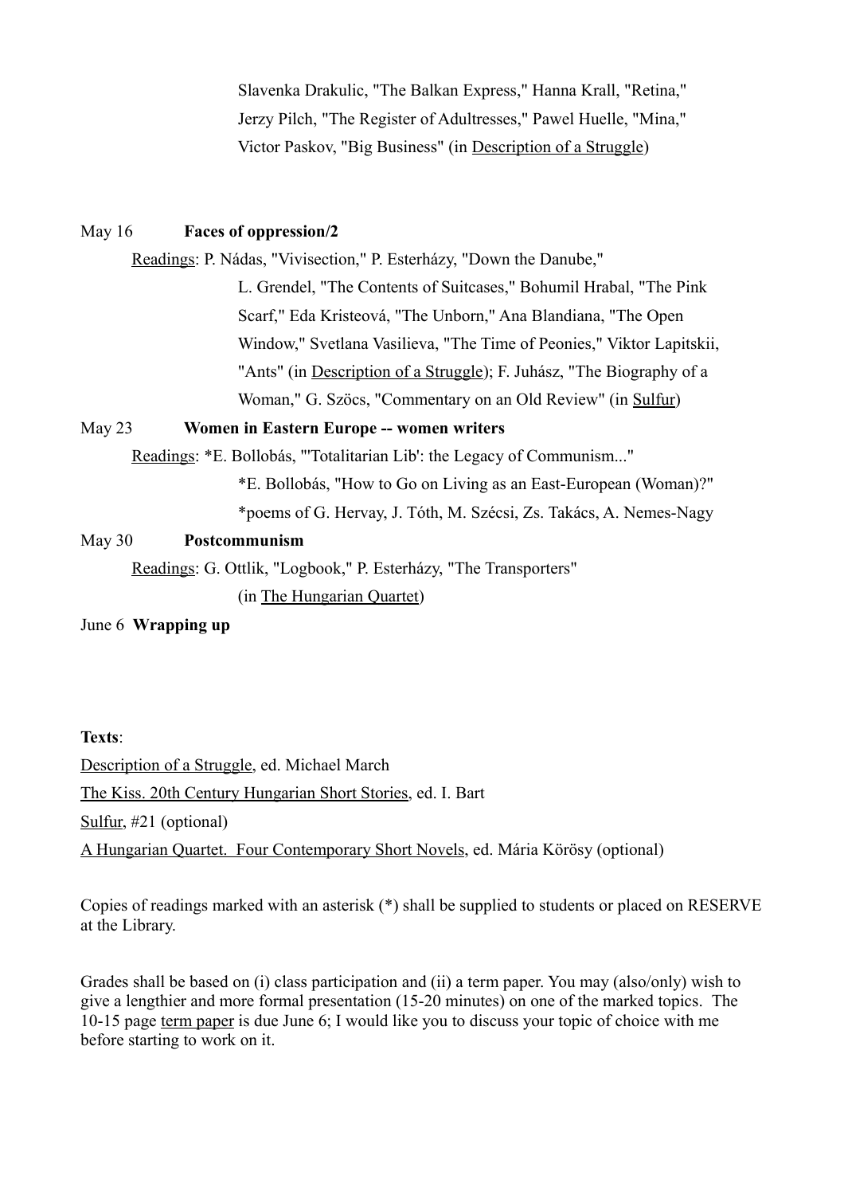Slavenka Drakulic, "The Balkan Express," Hanna Krall, "Retina," Jerzy Pilch, "The Register of Adultresses," Pawel Huelle, "Mina," Victor Paskov, "Big Business" (in Description of a Struggle)

May 16 **Faces of oppression/2**

Readings: P. Nádas, "Vivisection," P. Esterházy, "Down the Danube," L. Grendel, "The Contents of Suitcases," Bohumil Hrabal, "The Pink Scarf," Eda Kristeová, "The Unborn," Ana Blandiana, "The Open Window," Svetlana Vasilieva, "The Time of Peonies," Viktor Lapitskii, "Ants" (in Description of a Struggle); F. Juhász, "The Biography of a Woman," G. Szöcs, "Commentary on an Old Review" (in Sulfur)

May 23 **Women in Eastern Europe -- women writers**

Readings: *E. Bollobás, "'Totalitarian Lib': the Legacy of Communism..."
*E. Bollobás, "How to Go on Living as an East-European (Woman)?"
*poems of G. Hervay, J. Tóth, M. Szécsi, Zs. Takács, A. Nemes-Nagy

May 30 **Postcommunism**

Readings: G. Ottlik, "Logbook," P. Esterházy, "The Transporters" (in The Hungarian Quartet)

June 6 **Wrapping up**

**Texts**:

Description of a Struggle, ed. Michael March

The Kiss. 20th Century Hungarian Short Stories, ed. I. Bart

Sulfur, #21 (optional)

A Hungarian Quartet. Four Contemporary Short Novels, ed. Mária Körösy (optional)

Copies of readings marked with an asterisk (*) shall be supplied to students or placed on RESERVE at the Library.

Grades shall be based on (i) class participation and (ii) a term paper. You may (also/only) wish to give a lengthier and more formal presentation (15-20 minutes) on one of the marked topics. The 10-15 page term paper is due June 6; I would like you to discuss your topic of choice with me before starting to work on it.